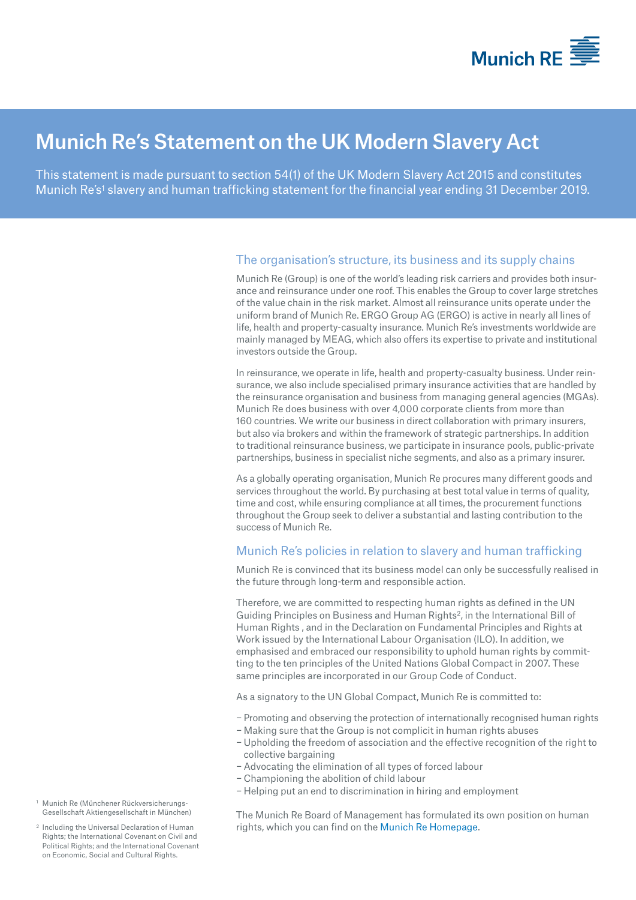Munich RE

# Munich Re's Statement on the UK Modern Slavery Act

This statement is made pursuant to section 54(1) of the UK Modern Slavery Act 2015 and constitutes Munich Re's[1] slavery and human trafficking statement for the financial year ending 31 December 2019.

## The organisation's structure, its business and its supply chains

Munich Re (Group) is one of the world's leading risk carriers and provides both insurance and reinsurance under one roof. This enables the Group to cover large stretches of the value chain in the risk market. Almost all reinsurance units operate under the uniform brand of Munich Re. ERGO Group AG (ERGO) is active in nearly all lines of life, health and property-casualty insurance. Munich Re's investments worldwide are mainly managed by MEAG, which also offers its expertise to private and institutional investors outside the Group.

In reinsurance, we operate in life, health and property-casualty business. Under reinsurance, we also include specialised primary insurance activities that are handled by the reinsurance organisation and business from managing general agencies (MGAs). Munich Re does business with over 4,000 corporate clients from more than 160 countries. We write our business in direct collaboration with primary insurers, but also via brokers and within the framework of strategic partnerships. In addition to traditional reinsurance business, we participate in insurance pools, public-private partnerships, business in specialist niche segments, and also as a primary insurer.

As a globally operating organisation, Munich Re procures many different goods and services throughout the world. By purchasing at best total value in terms of quality, time and cost, while ensuring compliance at all times, the procurement functions throughout the Group seek to deliver a substantial and lasting contribution to the success of Munich Re.

## Munich Re's policies in relation to slavery and human trafficking

Munich Re is convinced that its business model can only be successfully realised in the future through long-term and responsible action.

Therefore, we are committed to respecting human rights as defined in the UN Guiding Principles on Business and Human Rights[2], in the International Bill of Human Rights , and in the Declaration on Fundamental Principles and Rights at Work issued by the International Labour Organisation (ILO). In addition, we emphasised and embraced our responsibility to uphold human rights by committing to the ten principles of the United Nations Global Compact in 2007. These same principles are incorporated in our Group Code of Conduct.

As a signatory to the UN Global Compact, Munich Re is committed to:

- Promoting and observing the protection of internationally recognised human rights
- Making sure that the Group is not complicit in human rights abuses
- Upholding the freedom of association and the effective recognition of the right to collective bargaining
- Advocating the elimination of all types of forced labour
- Championing the abolition of child labour
- Helping put an end to discrimination in hiring and employment

The Munich Re Board of Management has formulated its own position on human rights, which you can find on the Munich Re Homepage.

[1] Munich Re (Münchener Rückversicherungs-Gesellschaft Aktiengesellschaft in München)

[2] Including the Universal Declaration of Human Rights; the International Covenant on Civil and Political Rights; and the International Covenant on Economic, Social and Cultural Rights.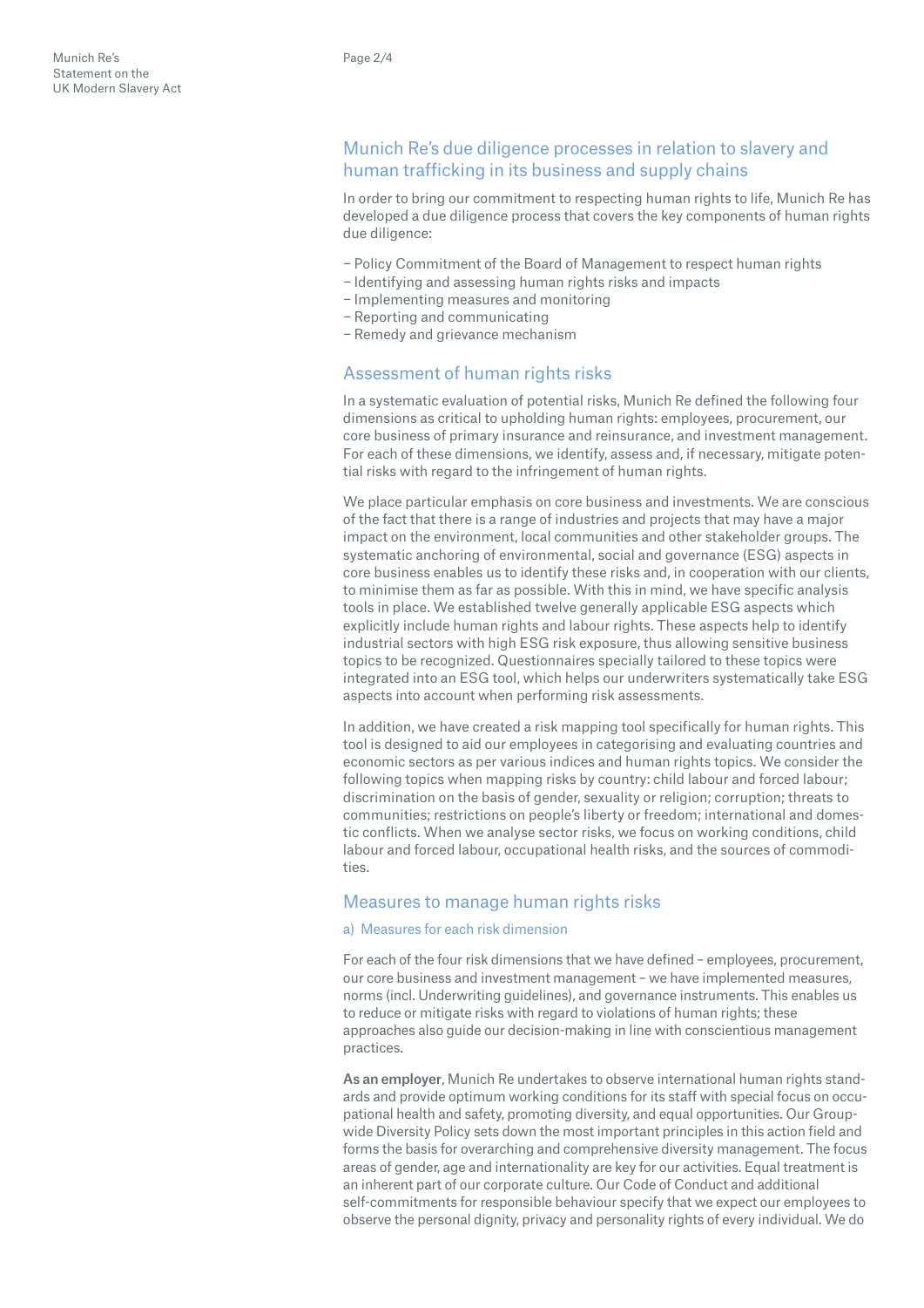## Munich Re's due diligence processes in relation to slavery and human trafficking in its business and supply chains

In order to bring our commitment to respecting human rights to life, Munich Re has developed a due diligence process that covers the key components of human rights due diligence:

- Policy Commitment of the Board of Management to respect human rights
- Identifying and assessing human rights risks and impacts
- Implementing measures and monitoring
- Reporting and communicating
- Remedy and grievance mechanism

## Assessment of human rights risks

In a systematic evaluation of potential risks, Munich Re defined the following four dimensions as critical to upholding human rights: employees, procurement, our core business of primary insurance and reinsurance, and investment management. For each of these dimensions, we identify, assess and, if necessary, mitigate potential risks with regard to the infringement of human rights.

We place particular emphasis on core business and investments. We are conscious of the fact that there is a range of industries and projects that may have a major impact on the environment, local communities and other stakeholder groups. The systematic anchoring of environmental, social and governance (ESG) aspects in core business enables us to identify these risks and, in cooperation with our clients, to minimise them as far as possible. With this in mind, we have specific analysis tools in place. We established twelve generally applicable ESG aspects which explicitly include human rights and labour rights. These aspects help to identify industrial sectors with high ESG risk exposure, thus allowing sensitive business topics to be recognized. Questionnaires specially tailored to these topics were integrated into an ESG tool, which helps our underwriters systematically take ESG aspects into account when performing risk assessments.

In addition, we have created a risk mapping tool specifically for human rights. This tool is designed to aid our employees in categorising and evaluating countries and economic sectors as per various indices and human rights topics. We consider the following topics when mapping risks by country: child labour and forced labour; discrimination on the basis of gender, sexuality or religion; corruption; threats to communities; restrictions on people's liberty or freedom; international and domestic conflicts. When we analyse sector risks, we focus on working conditions, child labour and forced labour, occupational health risks, and the sources of commodities.

## Measures to manage human rights risks

### a) Measures for each risk dimension

For each of the four risk dimensions that we have defined – employees, procurement, our core business and investment management – we have implemented measures, norms (incl. Underwriting guidelines), and governance instruments. This enables us to reduce or mitigate risks with regard to violations of human rights; these approaches also guide our decision-making in line with conscientious management practices.

**As an employer**, Munich Re undertakes to observe international human rights standards and provide optimum working conditions for its staff with special focus on occupational health and safety, promoting diversity, and equal opportunities. Our Group-wide Diversity Policy sets down the most important principles in this action field and forms the basis for overarching and comprehensive diversity management. The focus areas of gender, age and internationality are key for our activities. Equal treatment is an inherent part of our corporate culture. Our Code of Conduct and additional self-commitments for responsible behaviour specify that we expect our employees to observe the personal dignity, privacy and personality rights of every individual. We do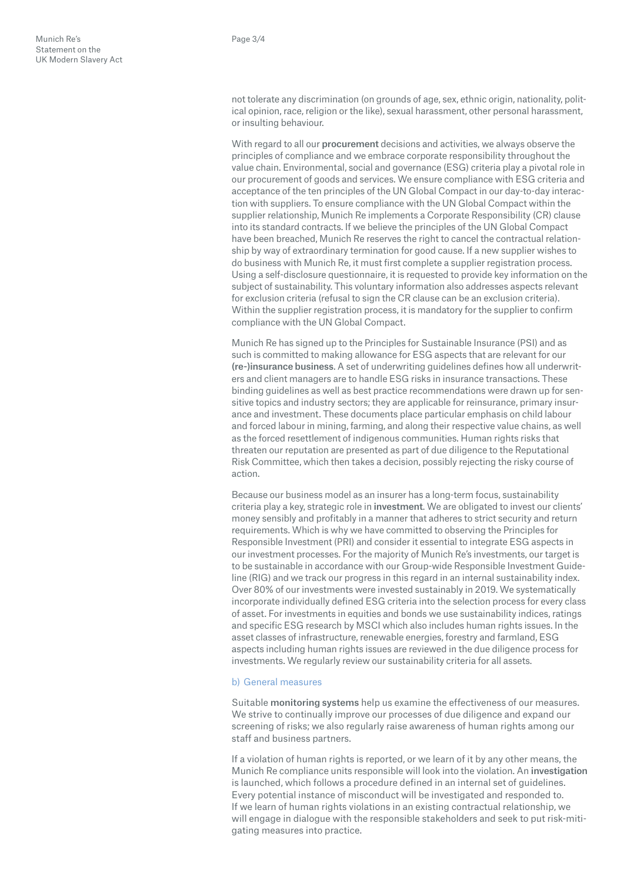not tolerate any discrimination (on grounds of age, sex, ethnic origin, nationality, political opinion, race, religion or the like), sexual harassment, other personal harassment, or insulting behaviour.

With regard to all our **procurement** decisions and activities, we always observe the principles of compliance and we embrace corporate responsibility throughout the value chain. Environmental, social and governance (ESG) criteria play a pivotal role in our procurement of goods and services. We ensure compliance with ESG criteria and acceptance of the ten principles of the UN Global Compact in our day-to-day interaction with suppliers. To ensure compliance with the UN Global Compact within the supplier relationship, Munich Re implements a Corporate Responsibility (CR) clause into its standard contracts. If we believe the principles of the UN Global Compact have been breached, Munich Re reserves the right to cancel the contractual relationship by way of extraordinary termination for good cause. If a new supplier wishes to do business with Munich Re, it must first complete a supplier registration process. Using a self-disclosure questionnaire, it is requested to provide key information on the subject of sustainability. This voluntary information also addresses aspects relevant for exclusion criteria (refusal to sign the CR clause can be an exclusion criteria). Within the supplier registration process, it is mandatory for the supplier to confirm compliance with the UN Global Compact.

Munich Re has signed up to the Principles for Sustainable Insurance (PSI) and as such is committed to making allowance for ESG aspects that are relevant for our **(re-)insurance business**. A set of underwriting guidelines defines how all underwriters and client managers are to handle ESG risks in insurance transactions. These binding guidelines as well as best practice recommendations were drawn up for sensitive topics and industry sectors; they are applicable for reinsurance, primary insurance and investment. These documents place particular emphasis on child labour and forced labour in mining, farming, and along their respective value chains, as well as the forced resettlement of indigenous communities. Human rights risks that threaten our reputation are presented as part of due diligence to the Reputational Risk Committee, which then takes a decision, possibly rejecting the risky course of action.

Because our business model as an insurer has a long-term focus, sustainability criteria play a key, strategic role in **investment**. We are obligated to invest our clients' money sensibly and profitably in a manner that adheres to strict security and return requirements. Which is why we have committed to observing the Principles for Responsible Investment (PRI) and consider it essential to integrate ESG aspects in our investment processes. For the majority of Munich Re's investments, our target is to be sustainable in accordance with our Group-wide Responsible Investment Guideline (RIG) and we track our progress in this regard in an internal sustainability index. Over 80% of our investments were invested sustainably in 2019. We systematically incorporate individually defined ESG criteria into the selection process for every class of asset. For investments in equities and bonds we use sustainability indices, ratings and specific ESG research by MSCI which also includes human rights issues. In the asset classes of infrastructure, renewable energies, forestry and farmland, ESG aspects including human rights issues are reviewed in the due diligence process for investments. We regularly review our sustainability criteria for all assets.

### b) General measures

Suitable **monitoring systems** help us examine the effectiveness of our measures. We strive to continually improve our processes of due diligence and expand our screening of risks; we also regularly raise awareness of human rights among our staff and business partners.

If a violation of human rights is reported, or we learn of it by any other means, the Munich Re compliance units responsible will look into the violation. An **investigation** is launched, which follows a procedure defined in an internal set of guidelines. Every potential instance of misconduct will be investigated and responded to. If we learn of human rights violations in an existing contractual relationship, we will engage in dialogue with the responsible stakeholders and seek to put risk-mitigating measures into practice.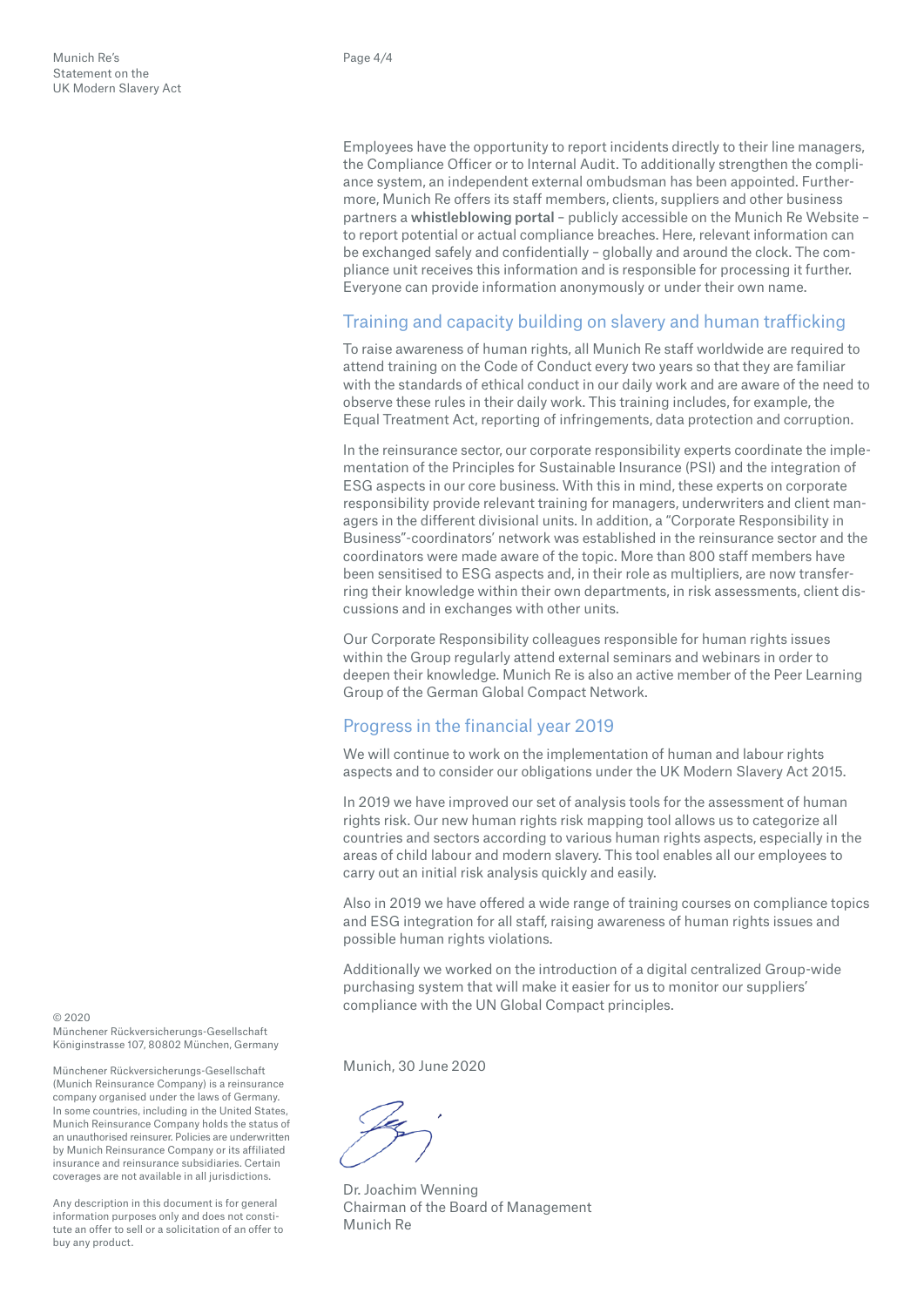Employees have the opportunity to report incidents directly to their line managers, the Compliance Officer or to Internal Audit. To additionally strengthen the compliance system, an independent external ombudsman has been appointed. Furthermore, Munich Re offers its staff members, clients, suppliers and other business partners a **whistleblowing portal** – publicly accessible on the Munich Re Website – to report potential or actual compliance breaches. Here, relevant information can be exchanged safely and confidentially – globally and around the clock. The compliance unit receives this information and is responsible for processing it further. Everyone can provide information anonymously or under their own name.

## Training and capacity building on slavery and human trafficking

To raise awareness of human rights, all Munich Re staff worldwide are required to attend training on the Code of Conduct every two years so that they are familiar with the standards of ethical conduct in our daily work and are aware of the need to observe these rules in their daily work. This training includes, for example, the Equal Treatment Act, reporting of infringements, data protection and corruption.

In the reinsurance sector, our corporate responsibility experts coordinate the implementation of the Principles for Sustainable Insurance (PSI) and the integration of ESG aspects in our core business. With this in mind, these experts on corporate responsibility provide relevant training for managers, underwriters and client managers in the different divisional units. In addition, a "Corporate Responsibility in Business"-coordinators' network was established in the reinsurance sector and the coordinators were made aware of the topic. More than 800 staff members have been sensitised to ESG aspects and, in their role as multipliers, are now transferring their knowledge within their own departments, in risk assessments, client discussions and in exchanges with other units.

Our Corporate Responsibility colleagues responsible for human rights issues within the Group regularly attend external seminars and webinars in order to deepen their knowledge. Munich Re is also an active member of the Peer Learning Group of the German Global Compact Network.

## Progress in the financial year 2019

We will continue to work on the implementation of human and labour rights aspects and to consider our obligations under the UK Modern Slavery Act 2015.

In 2019 we have improved our set of analysis tools for the assessment of human rights risk. Our new human rights risk mapping tool allows us to categorize all countries and sectors according to various human rights aspects, especially in the areas of child labour and modern slavery. This tool enables all our employees to carry out an initial risk analysis quickly and easily.

Also in 2019 we have offered a wide range of training courses on compliance topics and ESG integration for all staff, raising awareness of human rights issues and possible human rights violations.

Additionally we worked on the introduction of a digital centralized Group-wide purchasing system that will make it easier for us to monitor our suppliers' compliance with the UN Global Compact principles.

Munich, 30 June 2020

Dr. Joachim Wenning
Chairman of the Board of Management
Munich Re

© 2020
Münchener Rückversicherungs-Gesellschaft
Königinstrasse 107, 80802 München, Germany

Münchener Rückversicherungs-Gesellschaft (Munich Reinsurance Company) is a reinsurance company organised under the laws of Germany. In some countries, including in the United States, Munich Reinsurance Company holds the status of an unauthorised reinsurer. Policies are underwritten by Munich Reinsurance Company or its affiliated insurance and reinsurance subsidiaries. Certain coverages are not available in all jurisdictions.

Any description in this document is for general information purposes only and does not constitute an offer to sell or a solicitation of an offer to buy any product.